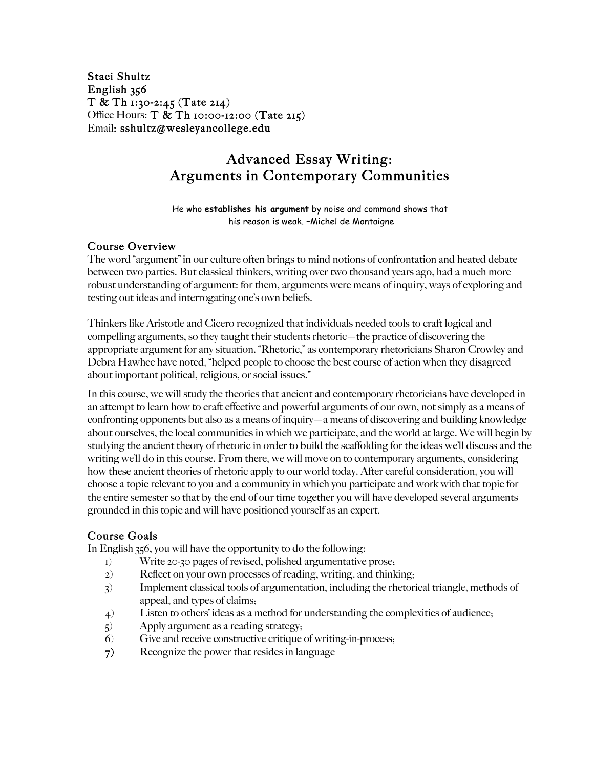**Staci Shultz**
**English 356**
**T & Th 1:30-2:45 (Tate 214)**
Office Hours: **T & Th 10:00-12:00 (Tate 215)**
Email: **sshultz@wesleyancollege.edu**

# Advanced Essay Writing: Arguments in Contemporary Communities

He who **establishes his argument** by noise and command shows that his reason is weak. –Michel de Montaigne

## Course Overview

The word "argument" in our culture often brings to mind notions of confrontation and heated debate between two parties. But classical thinkers, writing over two thousand years ago, had a much more robust understanding of argument: for them, arguments were means of inquiry, ways of exploring and testing out ideas and interrogating one's own beliefs.

Thinkers like Aristotle and Cicero recognized that individuals needed tools to craft logical and compelling arguments, so they taught their students rhetoric—the practice of discovering the appropriate argument for any situation. "Rhetoric," as contemporary rhetoricians Sharon Crowley and Debra Hawhee have noted, "helped people to choose the best course of action when they disagreed about important political, religious, or social issues."

In this course, we will study the theories that ancient and contemporary rhetoricians have developed in an attempt to learn how to craft effective and powerful arguments of our own, not simply as a means of confronting opponents but also as a means of inquiry—a means of discovering and building knowledge about ourselves, the local communities in which we participate, and the world at large. We will begin by studying the ancient theory of rhetoric in order to build the scaffolding for the ideas we'll discuss and the writing we'll do in this course. From there, we will move on to contemporary arguments, considering how these ancient theories of rhetoric apply to our world today. After careful consideration, you will choose a topic relevant to you and a community in which you participate and work with that topic for the entire semester so that by the end of our time together you will have developed several arguments grounded in this topic and will have positioned yourself as an expert.

## Course Goals

In English 356, you will have the opportunity to do the following:

1) Write 20-30 pages of revised, polished argumentative prose;
2) Reflect on your own processes of reading, writing, and thinking;
3) Implement classical tools of argumentation, including the rhetorical triangle, methods of appeal, and types of claims;
4) Listen to others' ideas as a method for understanding the complexities of audience;
5) Apply argument as a reading strategy;
6) Give and receive constructive critique of writing-in-process;
7) Recognize the power that resides in language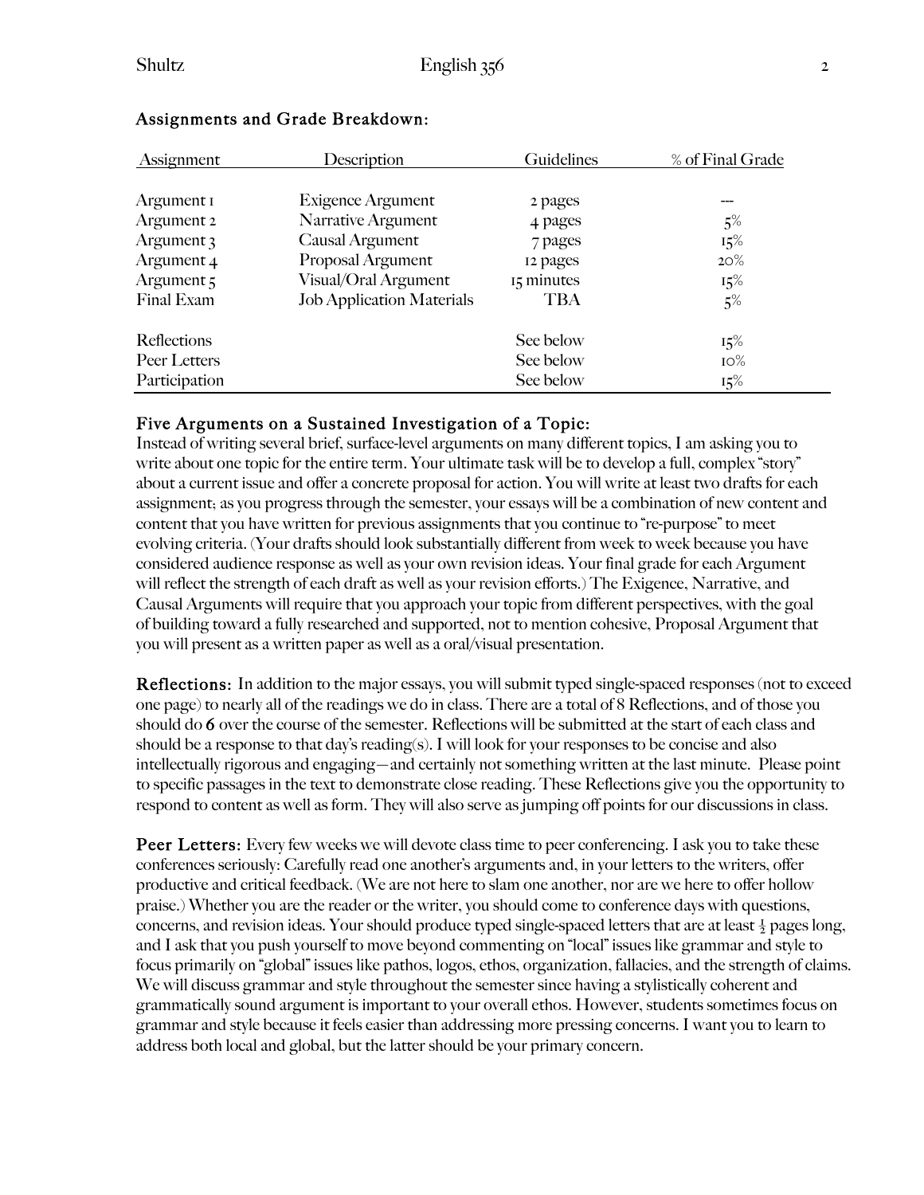## Assignments and Grade Breakdown:

| Assignment | Description | Guidelines | % of Final Grade |
|---|---|---|---|
| Argument 1 | Exigence Argument | 2 pages | --- |
| Argument 2 | Narrative Argument | 4 pages | 5% |
| Argument 3 | Causal Argument | 7 pages | 15% |
| Argument 4 | Proposal Argument | 12 pages | 20% |
| Argument 5 | Visual/Oral Argument | 15 minutes | 15% |
| Final Exam | Job Application Materials | TBA | 5% |
| Reflections | | See below | 15% |
| Peer Letters | | See below | 10% |
| Participation | | See below | 15% |

## Five Arguments on a Sustained Investigation of a Topic:

Instead of writing several brief, surface-level arguments on many different topics, I am asking you to write about one topic for the entire term. Your ultimate task will be to develop a full, complex "story" about a current issue and offer a concrete proposal for action. You will write at least two drafts for each assignment; as you progress through the semester, your essays will be a combination of new content and content that you have written for previous assignments that you continue to "re-purpose" to meet evolving criteria. (Your drafts should look substantially different from week to week because you have considered audience response as well as your own revision ideas. Your final grade for each Argument will reflect the strength of each draft as well as your revision efforts.) The Exigence, Narrative, and Causal Arguments will require that you approach your topic from different perspectives, with the goal of building toward a fully researched and supported, not to mention cohesive, Proposal Argument that you will present as a written paper as well as a oral/visual presentation.

**Reflections:** In addition to the major essays, you will submit typed single-spaced responses (not to exceed one page) to nearly all of the readings we do in class. There are a total of 8 Reflections, and of those you should do **6** over the course of the semester. Reflections will be submitted at the start of each class and should be a response to that day's reading(s). I will look for your responses to be concise and also intellectually rigorous and engaging—and certainly not something written at the last minute. Please point to specific passages in the text to demonstrate close reading. These Reflections give you the opportunity to respond to content as well as form. They will also serve as jumping off points for our discussions in class.

**Peer Letters:** Every few weeks we will devote class time to peer conferencing. I ask you to take these conferences seriously: Carefully read one another's arguments and, in your letters to the writers, offer productive and critical feedback. (We are not here to slam one another, nor are we here to offer hollow praise.) Whether you are the reader or the writer, you should come to conference days with questions, concerns, and revision ideas. Your should produce typed single-spaced letters that are at least ½ pages long, and I ask that you push yourself to move beyond commenting on "local" issues like grammar and style to focus primarily on "global" issues like pathos, logos, ethos, organization, fallacies, and the strength of claims. We will discuss grammar and style throughout the semester since having a stylistically coherent and grammatically sound argument is important to your overall ethos. However, students sometimes focus on grammar and style because it feels easier than addressing more pressing concerns. I want you to learn to address both local and global, but the latter should be your primary concern.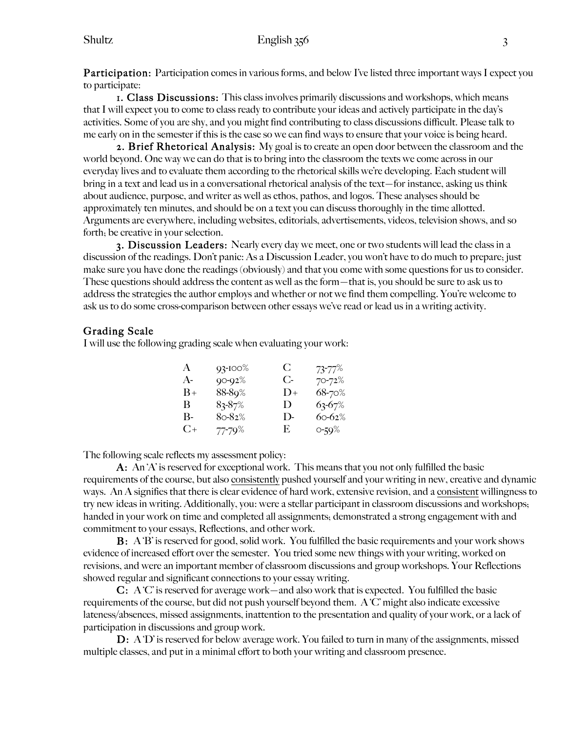**Participation:** Participation comes in various forms, and below I've listed three important ways I expect you to participate:

**1. Class Discussions:** This class involves primarily discussions and workshops, which means that I will expect you to come to class ready to contribute your ideas and actively participate in the day's activities. Some of you are shy, and you might find contributing to class discussions difficult. Please talk to me early on in the semester if this is the case so we can find ways to ensure that your voice is being heard.

**2. Brief Rhetorical Analysis:** My goal is to create an open door between the classroom and the world beyond. One way we can do that is to bring into the classroom the texts we come across in our everyday lives and to evaluate them according to the rhetorical skills we're developing. Each student will bring in a text and lead us in a conversational rhetorical analysis of the text—for instance, asking us think about audience, purpose, and writer as well as ethos, pathos, and logos. These analyses should be approximately ten minutes, and should be on a text you can discuss thoroughly in the time allotted. Arguments are everywhere, including websites, editorials, advertisements, videos, television shows, and so forth; be creative in your selection.

**3. Discussion Leaders:** Nearly every day we meet, one or two students will lead the class in a discussion of the readings. Don't panic: As a Discussion Leader, you won't have to do much to prepare; just make sure you have done the readings (obviously) and that you come with some questions for us to consider. These questions should address the content as well as the form—that is, you should be sure to ask us to address the strategies the author employs and whether or not we find them compelling. You're welcome to ask us to do some cross-comparison between other essays we've read or lead us in a writing activity.

## Grading Scale

I will use the following grading scale when evaluating your work:

| | | | |
|---|---|---|---|
| A | 93-100% | C | 73-77% |
| A- | 90-92% | C- | 70-72% |
| B+ | 88-89% | D+ | 68-70% |
| B | 83-87% | D | 63-67% |
| B- | 80-82% | D- | 60-62% |
| C+ | 77-79% | E | 0-59% |

The following scale reflects my assessment policy:

**A:** An 'A' is reserved for exceptional work. This means that you not only fulfilled the basic requirements of the course, but also <u>consistently</u> pushed yourself and your writing in new, creative and dynamic ways. An A signifies that there is clear evidence of hard work, extensive revision, and a <u>consistent</u> willingness to try new ideas in writing. Additionally, you: were a stellar participant in classroom discussions and workshops; handed in your work on time and completed all assignments; demonstrated a strong engagement with and commitment to your essays, Reflections, and other work.

**B:** A 'B' is reserved for good, solid work. You fulfilled the basic requirements and your work shows evidence of increased effort over the semester. You tried some new things with your writing, worked on revisions, and were an important member of classroom discussions and group workshops. Your Reflections showed regular and significant connections to your essay writing.

**C:** A 'C' is reserved for average work—and also work that is expected. You fulfilled the basic requirements of the course, but did not push yourself beyond them. A 'C' might also indicate excessive lateness/absences, missed assignments, inattention to the presentation and quality of your work, or a lack of participation in discussions and group work.

**D:** A 'D' is reserved for below average work. You failed to turn in many of the assignments, missed multiple classes, and put in a minimal effort to both your writing and classroom presence.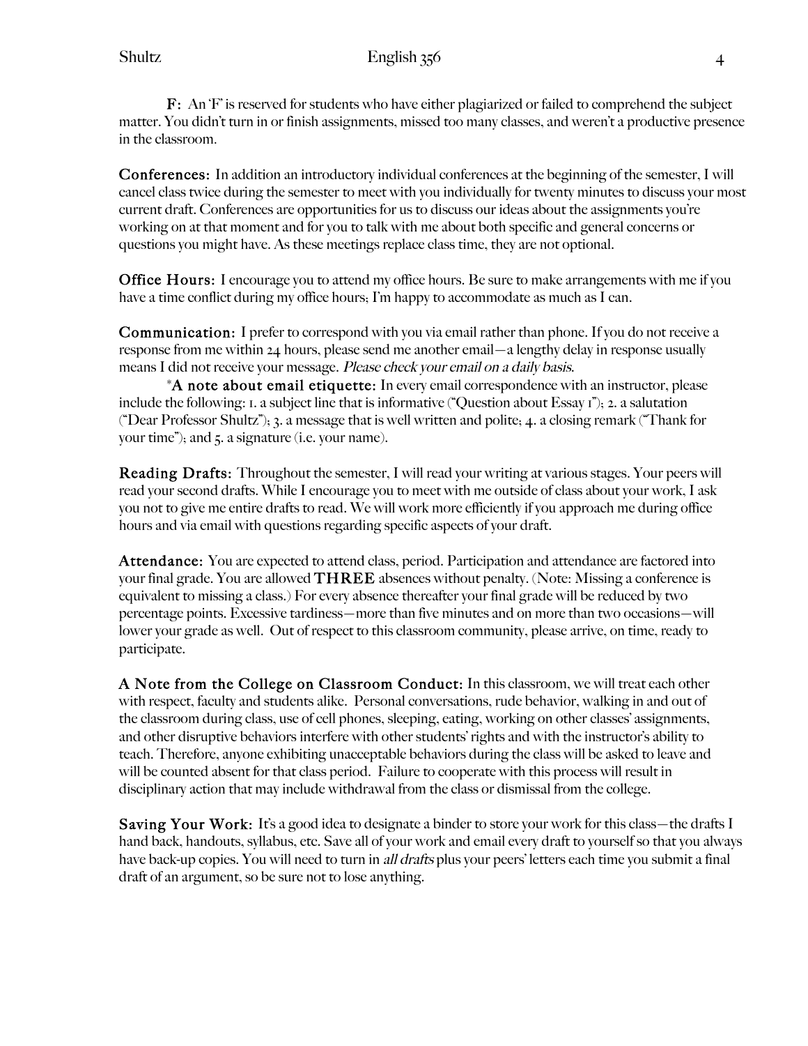**F:** An 'F' is reserved for students who have either plagiarized or failed to comprehend the subject matter. You didn't turn in or finish assignments, missed too many classes, and weren't a productive presence in the classroom.

**Conferences:** In addition an introductory individual conferences at the beginning of the semester, I will cancel class twice during the semester to meet with you individually for twenty minutes to discuss your most current draft. Conferences are opportunities for us to discuss our ideas about the assignments you're working on at that moment and for you to talk with me about both specific and general concerns or questions you might have. As these meetings replace class time, they are not optional.

**Office Hours:** I encourage you to attend my office hours. Be sure to make arrangements with me if you have a time conflict during my office hours; I'm happy to accommodate as much as I can.

**Communication:** I prefer to correspond with you via email rather than phone. If you do not receive a response from me within 24 hours, please send me another email—a lengthy delay in response usually means I did not receive your message. *Please check your email on a daily basis.*

*__A note about email etiquette:__ In every email correspondence with an instructor, please include the following: 1. a subject line that is informative ("Question about Essay 1"); 2. a salutation ("Dear Professor Shultz"); 3. a message that is well written and polite; 4. a closing remark ("Thank for your time"); and 5. a signature (i.e. your name).

**Reading Drafts:** Throughout the semester, I will read your writing at various stages. Your peers will read your second drafts. While I encourage you to meet with me outside of class about your work, I ask you not to give me entire drafts to read. We will work more efficiently if you approach me during office hours and via email with questions regarding specific aspects of your draft.

**Attendance:** You are expected to attend class, period. Participation and attendance are factored into your final grade. You are allowed **THREE** absences without penalty. (Note: Missing a conference is equivalent to missing a class.) For every absence thereafter your final grade will be reduced by two percentage points. Excessive tardiness—more than five minutes and on more than two occasions—will lower your grade as well. Out of respect to this classroom community, please arrive, on time, ready to participate.

**A Note from the College on Classroom Conduct:** In this classroom, we will treat each other with respect, faculty and students alike. Personal conversations, rude behavior, walking in and out of the classroom during class, use of cell phones, sleeping, eating, working on other classes' assignments, and other disruptive behaviors interfere with other students' rights and with the instructor's ability to teach. Therefore, anyone exhibiting unacceptable behaviors during the class will be asked to leave and will be counted absent for that class period. Failure to cooperate with this process will result in disciplinary action that may include withdrawal from the class or dismissal from the college.

**Saving Your Work:** It's a good idea to designate a binder to store your work for this class—the drafts I hand back, handouts, syllabus, etc. Save all of your work and email every draft to yourself so that you always have back-up copies. You will need to turn in *all drafts* plus your peers' letters each time you submit a final draft of an argument, so be sure not to lose anything.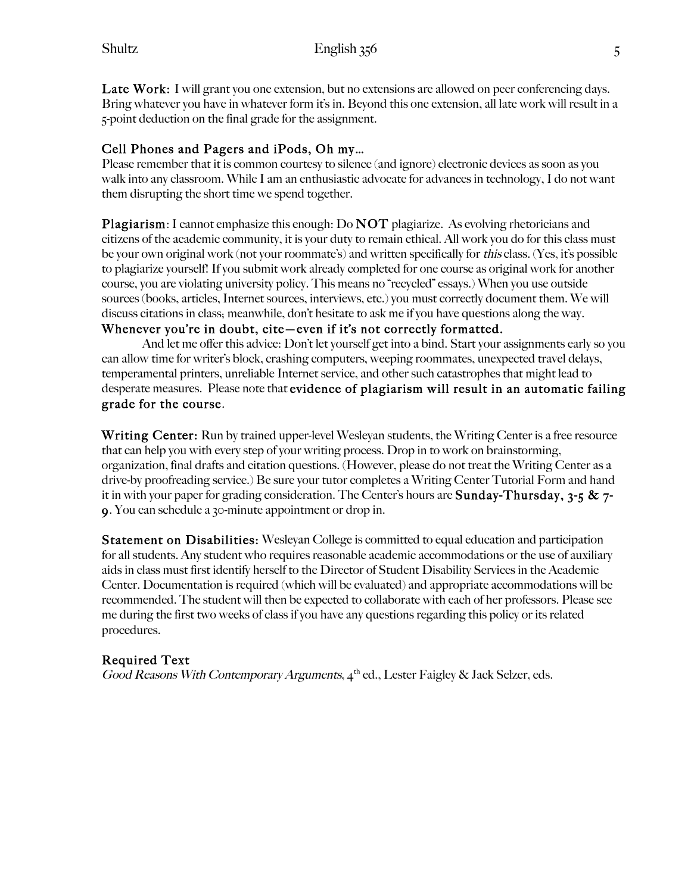**Late Work:** I will grant you one extension, but no extensions are allowed on peer conferencing days. Bring whatever you have in whatever form it's in. Beyond this one extension, all late work will result in a 5-point deduction on the final grade for the assignment.

### Cell Phones and Pagers and iPods, Oh my…

Please remember that it is common courtesy to silence (and ignore) electronic devices as soon as you walk into any classroom. While I am an enthusiastic advocate for advances in technology, I do not want them disrupting the short time we spend together.

**Plagiarism**: I cannot emphasize this enough: Do **NOT** plagiarize. As evolving rhetoricians and citizens of the academic community, it is your duty to remain ethical. All work you do for this class must be your own original work (not your roommate's) and written specifically for *this* class. (Yes, it's possible to plagiarize yourself! If you submit work already completed for one course as original work for another course, you are violating university policy. This means no "recycled" essays.) When you use outside sources (books, articles, Internet sources, interviews, etc.) you must correctly document them. We will discuss citations in class; meanwhile, don't hesitate to ask me if you have questions along the way. **Whenever you're in doubt, cite—even if it's not correctly formatted.**

And let me offer this advice: Don't let yourself get into a bind. Start your assignments early so you can allow time for writer's block, crashing computers, weeping roommates, unexpected travel delays, temperamental printers, unreliable Internet service, and other such catastrophes that might lead to desperate measures. Please note that **evidence of plagiarism will result in an automatic failing grade for the course**.

**Writing Center:** Run by trained upper-level Wesleyan students, the Writing Center is a free resource that can help you with every step of your writing process. Drop in to work on brainstorming, organization, final drafts and citation questions. (However, please do not treat the Writing Center as a drive-by proofreading service.) Be sure your tutor completes a Writing Center Tutorial Form and hand it in with your paper for grading consideration. The Center's hours are **Sunday-Thursday, 3-5 & 7-9**. You can schedule a 30-minute appointment or drop in.

**Statement on Disabilities:** Wesleyan College is committed to equal education and participation for all students. Any student who requires reasonable academic accommodations or the use of auxiliary aids in class must first identify herself to the Director of Student Disability Services in the Academic Center. Documentation is required (which will be evaluated) and appropriate accommodations will be recommended. The student will then be expected to collaborate with each of her professors. Please see me during the first two weeks of class if you have any questions regarding this policy or its related procedures.

### Required Text

*Good Reasons With Contemporary Arguments*, 4th ed., Lester Faigley & Jack Selzer, eds.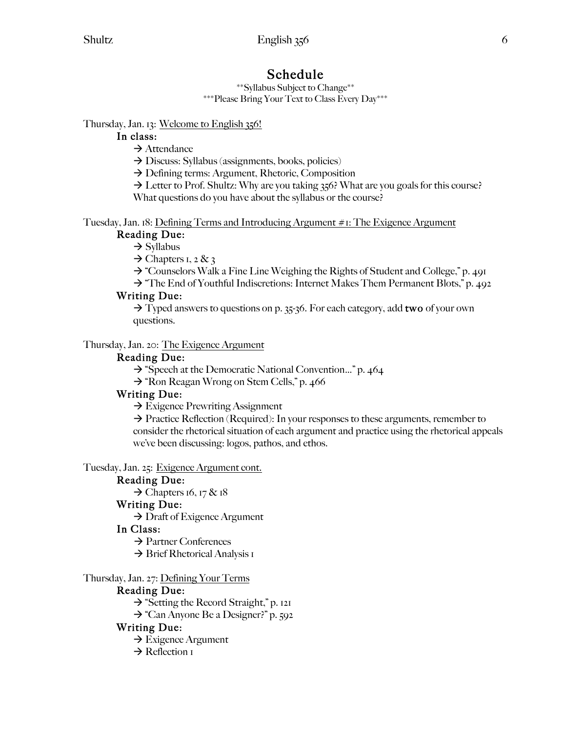# Schedule

\*\*Syllabus Subject to Change\*\*

\*\*\*Please Bring Your Text to Class Every Day\*\*\*

Thursday, Jan. 13: <u>Welcome to English 356!</u>

**In class:**

→ Attendance

→ Discuss: Syllabus (assignments, books, policies)

→ Defining terms: Argument, Rhetoric, Composition

→ Letter to Prof. Shultz: Why are you taking 356? What are you goals for this course? What questions do you have about the syllabus or the course?

Tuesday, Jan. 18: <u>Defining Terms and Introducing Argument #1: The Exigence Argument</u>

**Reading Due:**

→ Syllabus

→ Chapters 1, 2 & 3

→ "Counselors Walk a Fine Line Weighing the Rights of Student and College," p. 491

→ "The End of Youthful Indiscretions: Internet Makes Them Permanent Blots," p. 492

**Writing Due:**

→ Typed answers to questions on p. 35-36. For each category, add **two** of your own questions.

Thursday, Jan. 20: <u>The Exigence Argument</u>

**Reading Due:**

→ "Speech at the Democratic National Convention…" p. 464

→ "Ron Reagan Wrong on Stem Cells," p. 466

**Writing Due:**

→ Exigence Prewriting Assignment

→ Practice Reflection (Required): In your responses to these arguments, remember to consider the rhetorical situation of each argument and practice using the rhetorical appeals we've been discussing: logos, pathos, and ethos.

Tuesday, Jan. 25: <u>Exigence Argument cont.</u>

**Reading Due:**

→ Chapters 16, 17 & 18

**Writing Due:**

→ Draft of Exigence Argument

**In Class:**

→ Partner Conferences

→ Brief Rhetorical Analysis 1

Thursday, Jan. 27: <u>Defining Your Terms</u>

**Reading Due:**

→ "Setting the Record Straight," p. 121

→ "Can Anyone Be a Designer?" p. 592

**Writing Due:**

→ Exigence Argument

→ Reflection 1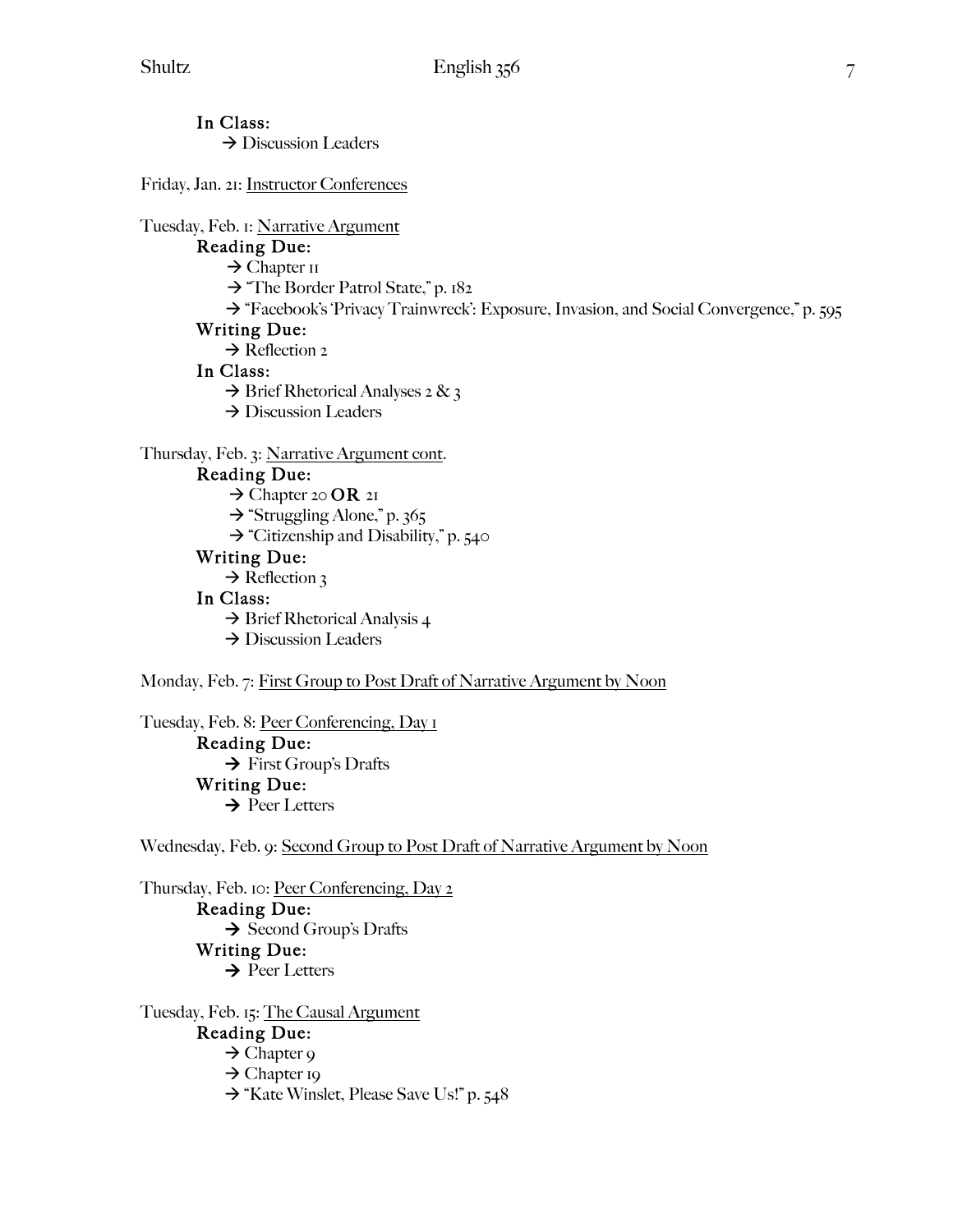**In Class:**

→ Discussion Leaders

Friday, Jan. 21: <u>Instructor Conferences</u>

Tuesday, Feb. 1: <u>Narrative Argument</u>

**Reading Due:**

→ Chapter 11

→ "The Border Patrol State," p. 182

→ "Facebook's 'Privacy Trainwreck': Exposure, Invasion, and Social Convergence," p. 595

**Writing Due:**

→ Reflection 2

**In Class:**

→ Brief Rhetorical Analyses 2 & 3

→ Discussion Leaders

Thursday, Feb. 3: <u>Narrative Argument cont</u>.

**Reading Due:**

→ Chapter 20 **OR** 21

→ "Struggling Alone," p. 365

→ "Citizenship and Disability," p. 540

**Writing Due:**

→ Reflection 3

**In Class:**

→ Brief Rhetorical Analysis 4

→ Discussion Leaders

Monday, Feb. 7: <u>First Group to Post Draft of Narrative Argument by Noon</u>

Tuesday, Feb. 8: <u>Peer Conferencing, Day 1</u>

**Reading Due:**

→ First Group's Drafts

**Writing Due:**

→ Peer Letters

Wednesday, Feb. 9: <u>Second Group to Post Draft of Narrative Argument by Noon</u>

Thursday, Feb. 10: <u>Peer Conferencing, Day 2</u>

**Reading Due:**

→ Second Group's Drafts

**Writing Due:**

→ Peer Letters

Tuesday, Feb. 15: <u>The Causal Argument</u>

**Reading Due:**

→ Chapter 9

→ Chapter 19

→ "Kate Winslet, Please Save Us!" p. 548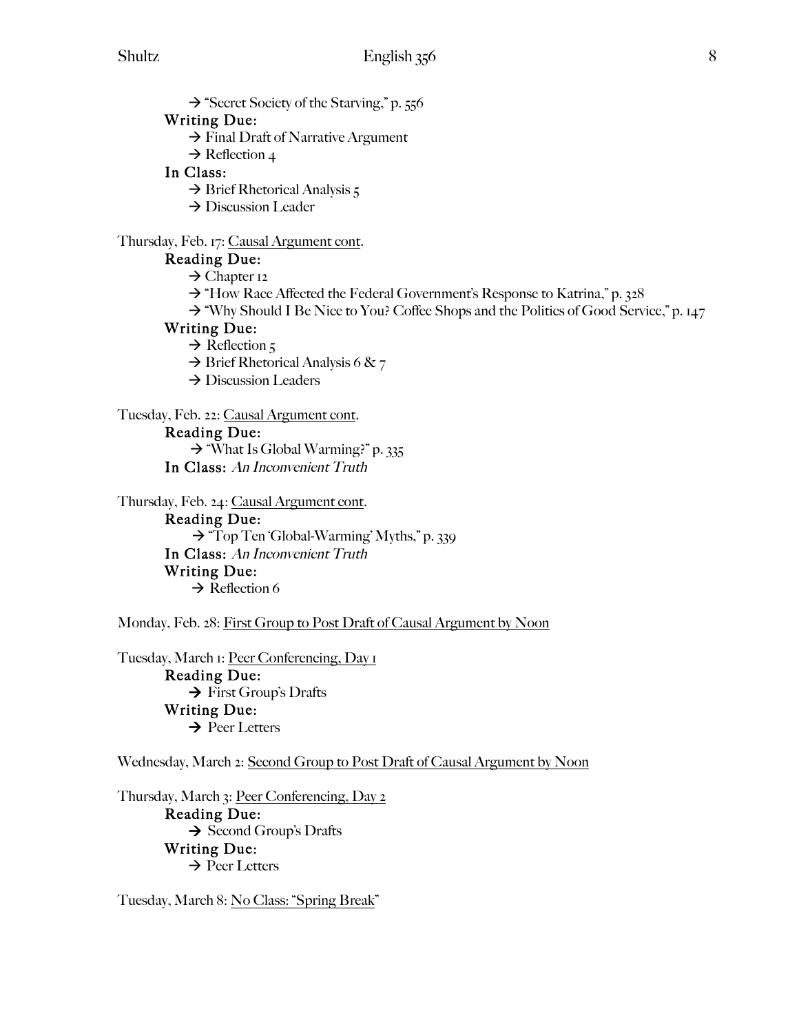→ "Secret Society of the Starving," p. 556

**Writing Due:**
→ Final Draft of Narrative Argument
→ Reflection 4

**In Class:**
→ Brief Rhetorical Analysis 5
→ Discussion Leader

Thursday, Feb. 17: Causal Argument cont.

**Reading Due:**
→ Chapter 12
→ "How Race Affected the Federal Government's Response to Katrina," p. 328
→ "Why Should I Be Nice to You? Coffee Shops and the Politics of Good Service," p. 147

**Writing Due:**
→ Reflection 5
→ Brief Rhetorical Analysis 6 & 7
→ Discussion Leaders

Tuesday, Feb. 22: Causal Argument cont.

**Reading Due:**
→ "What Is Global Warming?" p. 335

**In Class:** *An Inconvenient Truth*

Thursday, Feb. 24: Causal Argument cont.

**Reading Due:**
→ "Top Ten 'Global-Warming' Myths," p. 339

**In Class:** *An Inconvenient Truth*

**Writing Due:**
→ Reflection 6

Monday, Feb. 28: First Group to Post Draft of Causal Argument by Noon

Tuesday, March 1: Peer Conferencing, Day 1

**Reading Due:**
→ First Group's Drafts

**Writing Due:**
→ Peer Letters

Wednesday, March 2: Second Group to Post Draft of Causal Argument by Noon

Thursday, March 3: Peer Conferencing, Day 2

**Reading Due:**
→ Second Group's Drafts

**Writing Due:**
→ Peer Letters

Tuesday, March 8: No Class: "Spring Break"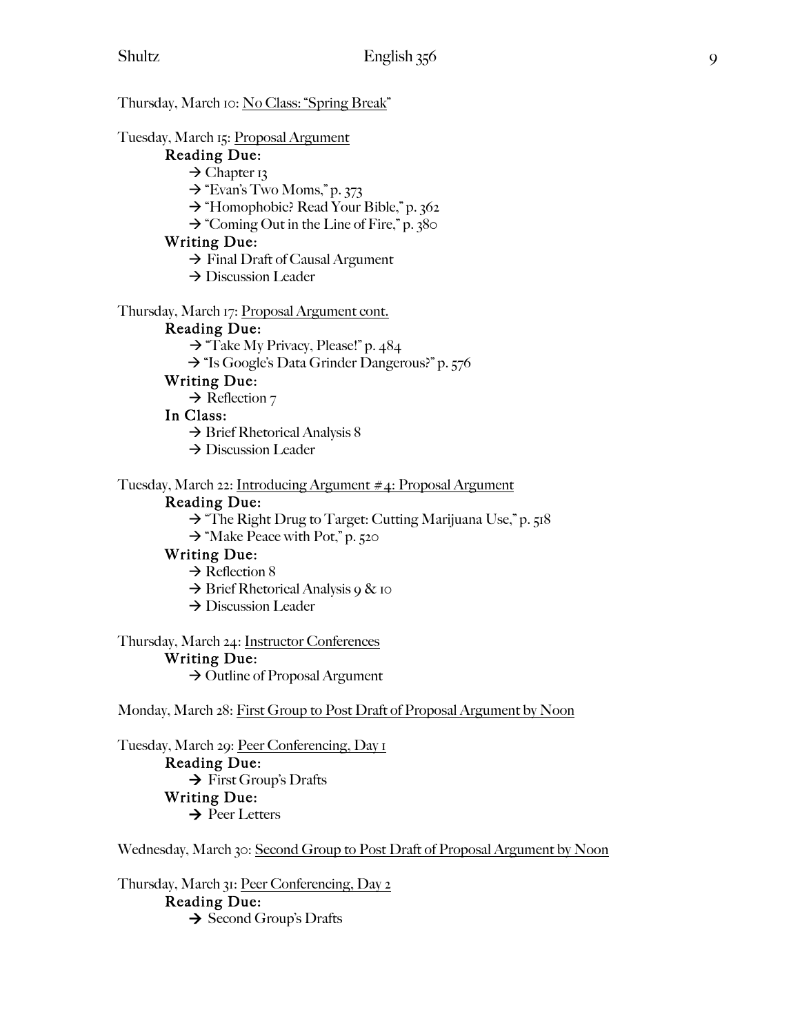Thursday, March 10: No Class: "Spring Break"

Tuesday, March 15: Proposal Argument

**Reading Due:**

→ Chapter 13

→ "Evan's Two Moms," p. 373

→ "Homophobic? Read Your Bible," p. 362

→ "Coming Out in the Line of Fire," p. 380

**Writing Due:**

→ Final Draft of Causal Argument

→ Discussion Leader

Thursday, March 17: Proposal Argument cont.

**Reading Due:**

→ "Take My Privacy, Please!" p. 484

→ "Is Google's Data Grinder Dangerous?" p. 576

**Writing Due:**

→ Reflection 7

**In Class:**

→ Brief Rhetorical Analysis 8

→ Discussion Leader

Tuesday, March 22: Introducing Argument #4: Proposal Argument

**Reading Due:**

→ "The Right Drug to Target: Cutting Marijuana Use," p. 518

→ "Make Peace with Pot," p. 520

**Writing Due:**

→ Reflection 8

→ Brief Rhetorical Analysis 9 & 10

→ Discussion Leader

Thursday, March 24: Instructor Conferences

**Writing Due:**

→ Outline of Proposal Argument

Monday, March 28: First Group to Post Draft of Proposal Argument by Noon

Tuesday, March 29: Peer Conferencing, Day 1

**Reading Due:**

→ First Group's Drafts

**Writing Due:**

→ Peer Letters

Wednesday, March 30: Second Group to Post Draft of Proposal Argument by Noon

Thursday, March 31: Peer Conferencing, Day 2

**Reading Due:**

→ Second Group's Drafts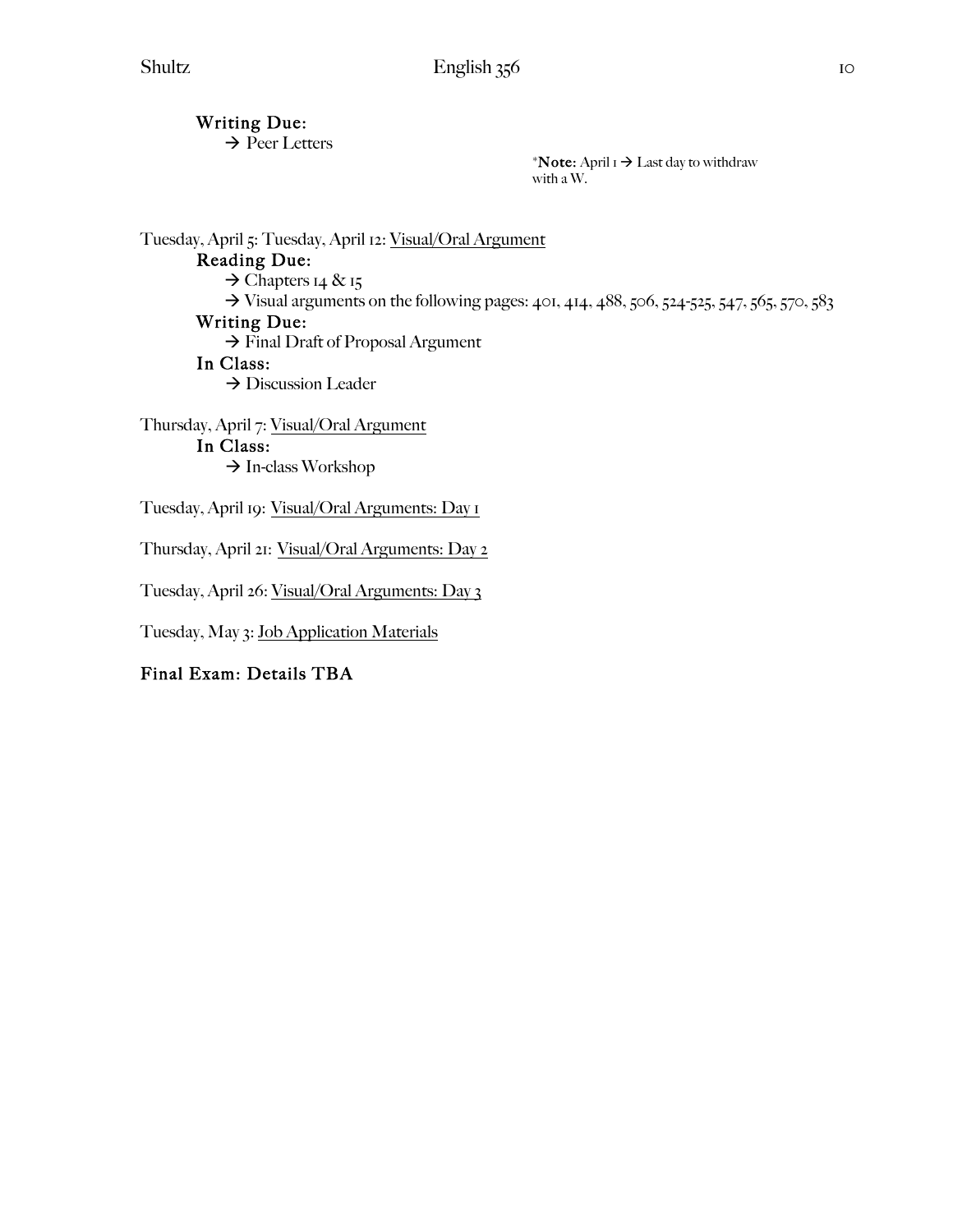**Writing Due:**

→ Peer Letters

*__Note:__ April 1 → Last day to withdraw with a W.

Tuesday, April 5: Tuesday, April 12: <u>Visual/Oral Argument</u>

**Reading Due:**

→ Chapters 14 & 15

→ Visual arguments on the following pages: 401, 414, 488, 506, 524-525, 547, 565, 570, 583

**Writing Due:**

→ Final Draft of Proposal Argument

**In Class:**

→ Discussion Leader

Thursday, April 7: <u>Visual/Oral Argument</u>

**In Class:**

→ In-class Workshop

Tuesday, April 19: <u>Visual/Oral Arguments: Day 1</u>

Thursday, April 21: <u>Visual/Oral Arguments: Day 2</u>

Tuesday, April 26: <u>Visual/Oral Arguments: Day 3</u>

Tuesday, May 3: <u>Job Application Materials</u>

**Final Exam: Details TBA**